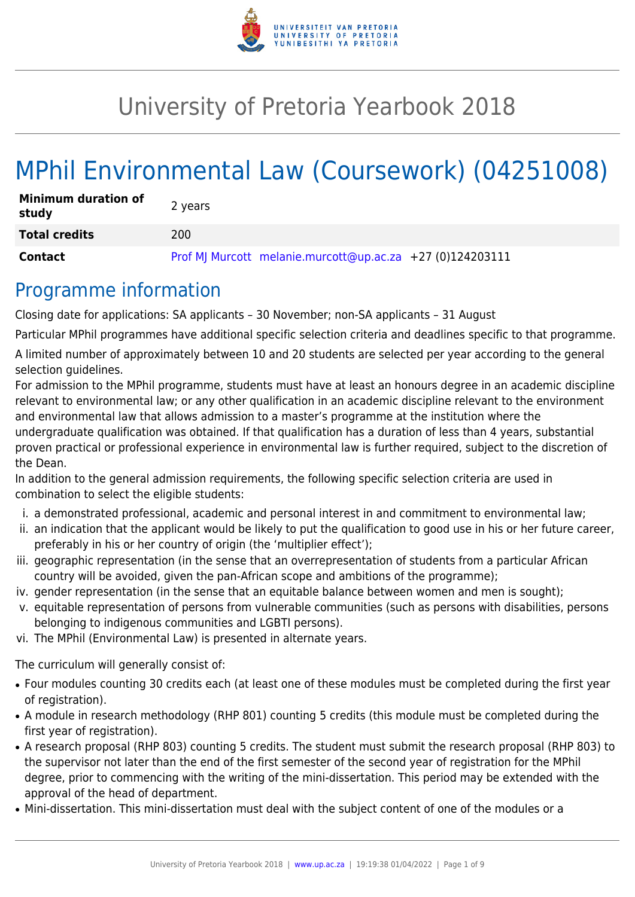# University of Pretoria Yearbook 2018

# MPhil Environmental Law (Coursework) (04251008)

| **Minimum duration of study** | 2 years |
|---|---|
| **Total credits** | 200 |
| **Contact** | Prof MJ Murcott melanie.murcott@up.ac.za +27 (0)124203111 |

## Programme information

Closing date for applications: SA applicants – 30 November; non-SA applicants – 31 August

Particular MPhil programmes have additional specific selection criteria and deadlines specific to that programme.

A limited number of approximately between 10 and 20 students are selected per year according to the general selection guidelines.

For admission to the MPhil programme, students must have at least an honours degree in an academic discipline relevant to environmental law; or any other qualification in an academic discipline relevant to the environment and environmental law that allows admission to a master's programme at the institution where the undergraduate qualification was obtained. If that qualification has a duration of less than 4 years, substantial proven practical or professional experience in environmental law is further required, subject to the discretion of the Dean.

In addition to the general admission requirements, the following specific selection criteria are used in combination to select the eligible students:

i. a demonstrated professional, academic and personal interest in and commitment to environmental law;
ii. an indication that the applicant would be likely to put the qualification to good use in his or her future career, preferably in his or her country of origin (the 'multiplier effect');
iii. geographic representation (in the sense that an overrepresentation of students from a particular African country will be avoided, given the pan-African scope and ambitions of the programme);
iv. gender representation (in the sense that an equitable balance between women and men is sought);
v. equitable representation of persons from vulnerable communities (such as persons with disabilities, persons belonging to indigenous communities and LGBTI persons).
vi. The MPhil (Environmental Law) is presented in alternate years.

The curriculum will generally consist of:

- Four modules counting 30 credits each (at least one of these modules must be completed during the first year of registration).
- A module in research methodology (RHP 801) counting 5 credits (this module must be completed during the first year of registration).
- A research proposal (RHP 803) counting 5 credits. The student must submit the research proposal (RHP 803) to the supervisor not later than the end of the first semester of the second year of registration for the MPhil degree, prior to commencing with the writing of the mini-dissertation. This period may be extended with the approval of the head of department.
- Mini-dissertation. This mini-dissertation must deal with the subject content of one of the modules or a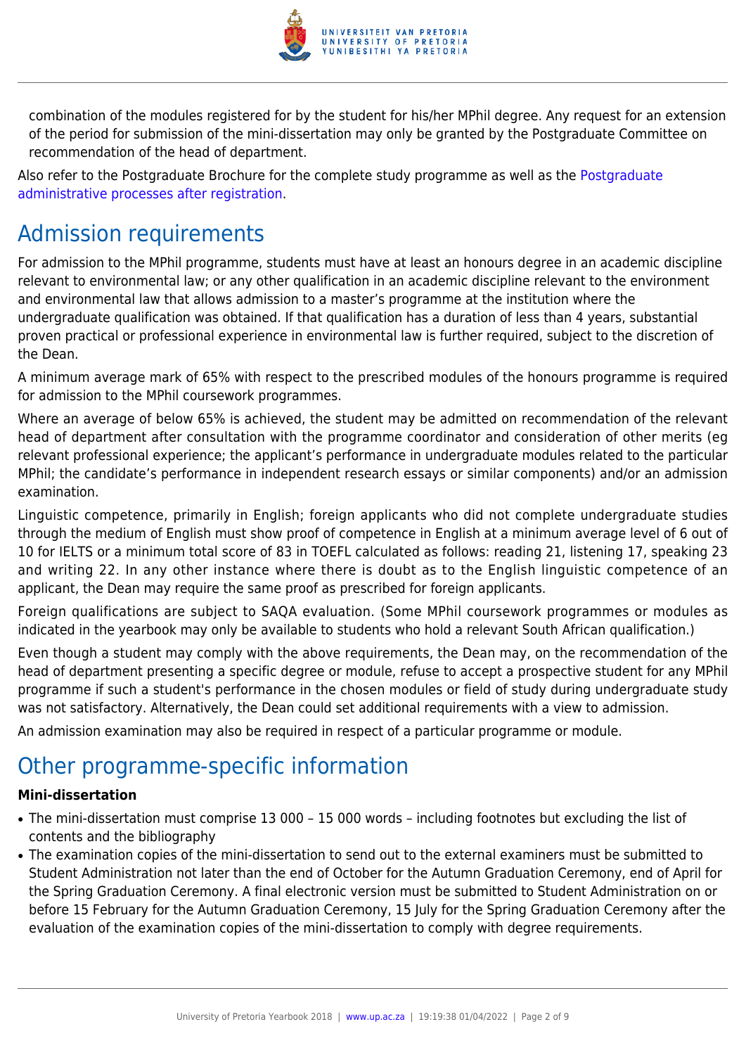combination of the modules registered for by the student for his/her MPhil degree. Any request for an extension of the period for submission of the mini-dissertation may only be granted by the Postgraduate Committee on recommendation of the head of department.

Also refer to the Postgraduate Brochure for the complete study programme as well as the Postgraduate administrative processes after registration.

## Admission requirements

For admission to the MPhil programme, students must have at least an honours degree in an academic discipline relevant to environmental law; or any other qualification in an academic discipline relevant to the environment and environmental law that allows admission to a master's programme at the institution where the undergraduate qualification was obtained. If that qualification has a duration of less than 4 years, substantial proven practical or professional experience in environmental law is further required, subject to the discretion of the Dean.

A minimum average mark of 65% with respect to the prescribed modules of the honours programme is required for admission to the MPhil coursework programmes.

Where an average of below 65% is achieved, the student may be admitted on recommendation of the relevant head of department after consultation with the programme coordinator and consideration of other merits (eg relevant professional experience; the applicant's performance in undergraduate modules related to the particular MPhil; the candidate's performance in independent research essays or similar components) and/or an admission examination.

Linguistic competence, primarily in English; foreign applicants who did not complete undergraduate studies through the medium of English must show proof of competence in English at a minimum average level of 6 out of 10 for IELTS or a minimum total score of 83 in TOEFL calculated as follows: reading 21, listening 17, speaking 23 and writing 22. In any other instance where there is doubt as to the English linguistic competence of an applicant, the Dean may require the same proof as prescribed for foreign applicants.

Foreign qualifications are subject to SAQA evaluation. (Some MPhil coursework programmes or modules as indicated in the yearbook may only be available to students who hold a relevant South African qualification.)

Even though a student may comply with the above requirements, the Dean may, on the recommendation of the head of department presenting a specific degree or module, refuse to accept a prospective student for any MPhil programme if such a student's performance in the chosen modules or field of study during undergraduate study was not satisfactory. Alternatively, the Dean could set additional requirements with a view to admission.

An admission examination may also be required in respect of a particular programme or module.

## Other programme-specific information

**Mini-dissertation**

- The mini-dissertation must comprise 13 000 – 15 000 words – including footnotes but excluding the list of contents and the bibliography
- The examination copies of the mini-dissertation to send out to the external examiners must be submitted to Student Administration not later than the end of October for the Autumn Graduation Ceremony, end of April for the Spring Graduation Ceremony. A final electronic version must be submitted to Student Administration on or before 15 February for the Autumn Graduation Ceremony, 15 July for the Spring Graduation Ceremony after the evaluation of the examination copies of the mini-dissertation to comply with degree requirements.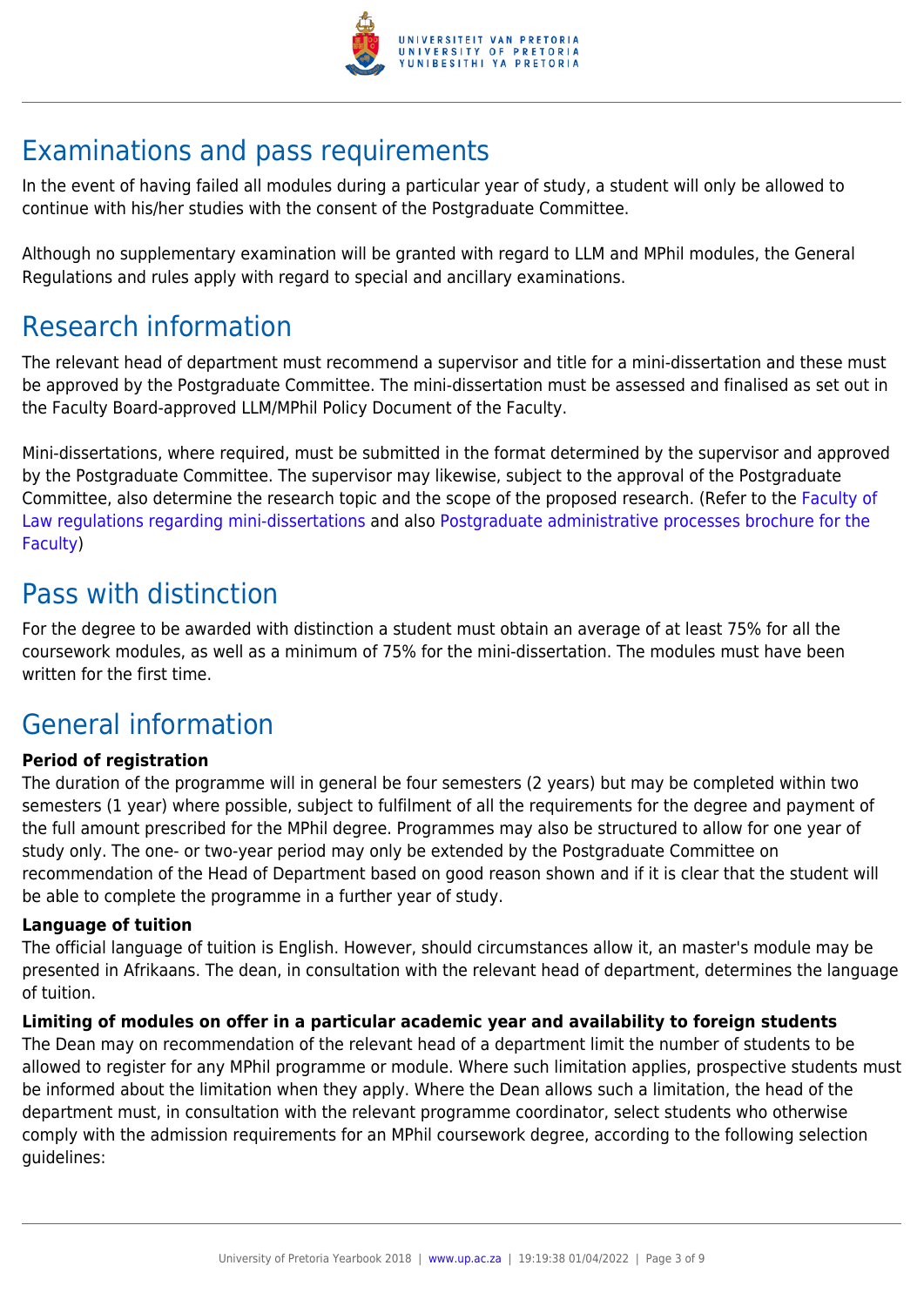## Examinations and pass requirements

In the event of having failed all modules during a particular year of study, a student will only be allowed to continue with his/her studies with the consent of the Postgraduate Committee.

Although no supplementary examination will be granted with regard to LLM and MPhil modules, the General Regulations and rules apply with regard to special and ancillary examinations.

## Research information

The relevant head of department must recommend a supervisor and title for a mini-dissertation and these must be approved by the Postgraduate Committee. The mini-dissertation must be assessed and finalised as set out in the Faculty Board-approved LLM/MPhil Policy Document of the Faculty.

Mini-dissertations, where required, must be submitted in the format determined by the supervisor and approved by the Postgraduate Committee. The supervisor may likewise, subject to the approval of the Postgraduate Committee, also determine the research topic and the scope of the proposed research. (Refer to the Faculty of Law regulations regarding mini-dissertations and also Postgraduate administrative processes brochure for the Faculty)

## Pass with distinction

For the degree to be awarded with distinction a student must obtain an average of at least 75% for all the coursework modules, as well as a minimum of 75% for the mini-dissertation. The modules must have been written for the first time.

## General information

**Period of registration**

The duration of the programme will in general be four semesters (2 years) but may be completed within two semesters (1 year) where possible, subject to fulfilment of all the requirements for the degree and payment of the full amount prescribed for the MPhil degree. Programmes may also be structured to allow for one year of study only. The one- or two-year period may only be extended by the Postgraduate Committee on recommendation of the Head of Department based on good reason shown and if it is clear that the student will be able to complete the programme in a further year of study.

**Language of tuition**

The official language of tuition is English. However, should circumstances allow it, an master's module may be presented in Afrikaans. The dean, in consultation with the relevant head of department, determines the language of tuition.

**Limiting of modules on offer in a particular academic year and availability to foreign students**

The Dean may on recommendation of the relevant head of a department limit the number of students to be allowed to register for any MPhil programme or module. Where such limitation applies, prospective students must be informed about the limitation when they apply. Where the Dean allows such a limitation, the head of the department must, in consultation with the relevant programme coordinator, select students who otherwise comply with the admission requirements for an MPhil coursework degree, according to the following selection guidelines: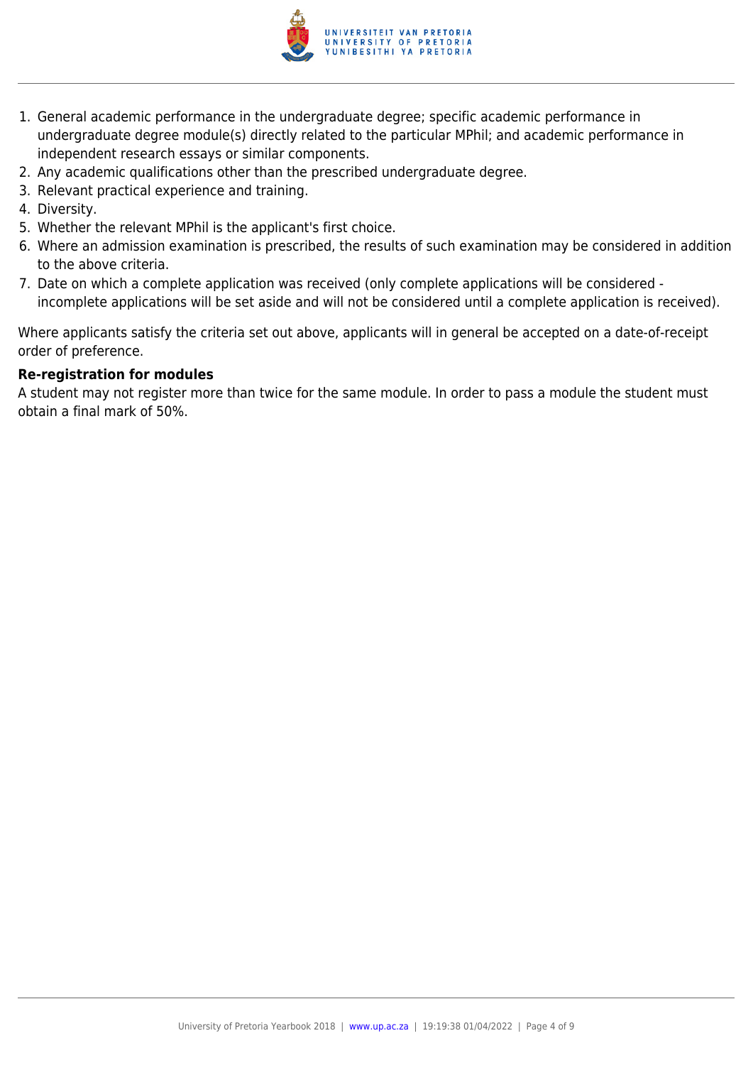1. General academic performance in the undergraduate degree; specific academic performance in undergraduate degree module(s) directly related to the particular MPhil; and academic performance in independent research essays or similar components.
2. Any academic qualifications other than the prescribed undergraduate degree.
3. Relevant practical experience and training.
4. Diversity.
5. Whether the relevant MPhil is the applicant's first choice.
6. Where an admission examination is prescribed, the results of such examination may be considered in addition to the above criteria.
7. Date on which a complete application was received (only complete applications will be considered - incomplete applications will be set aside and will not be considered until a complete application is received).

Where applicants satisfy the criteria set out above, applicants will in general be accepted on a date-of-receipt order of preference.

**Re-registration for modules**

A student may not register more than twice for the same module. In order to pass a module the student must obtain a final mark of 50%.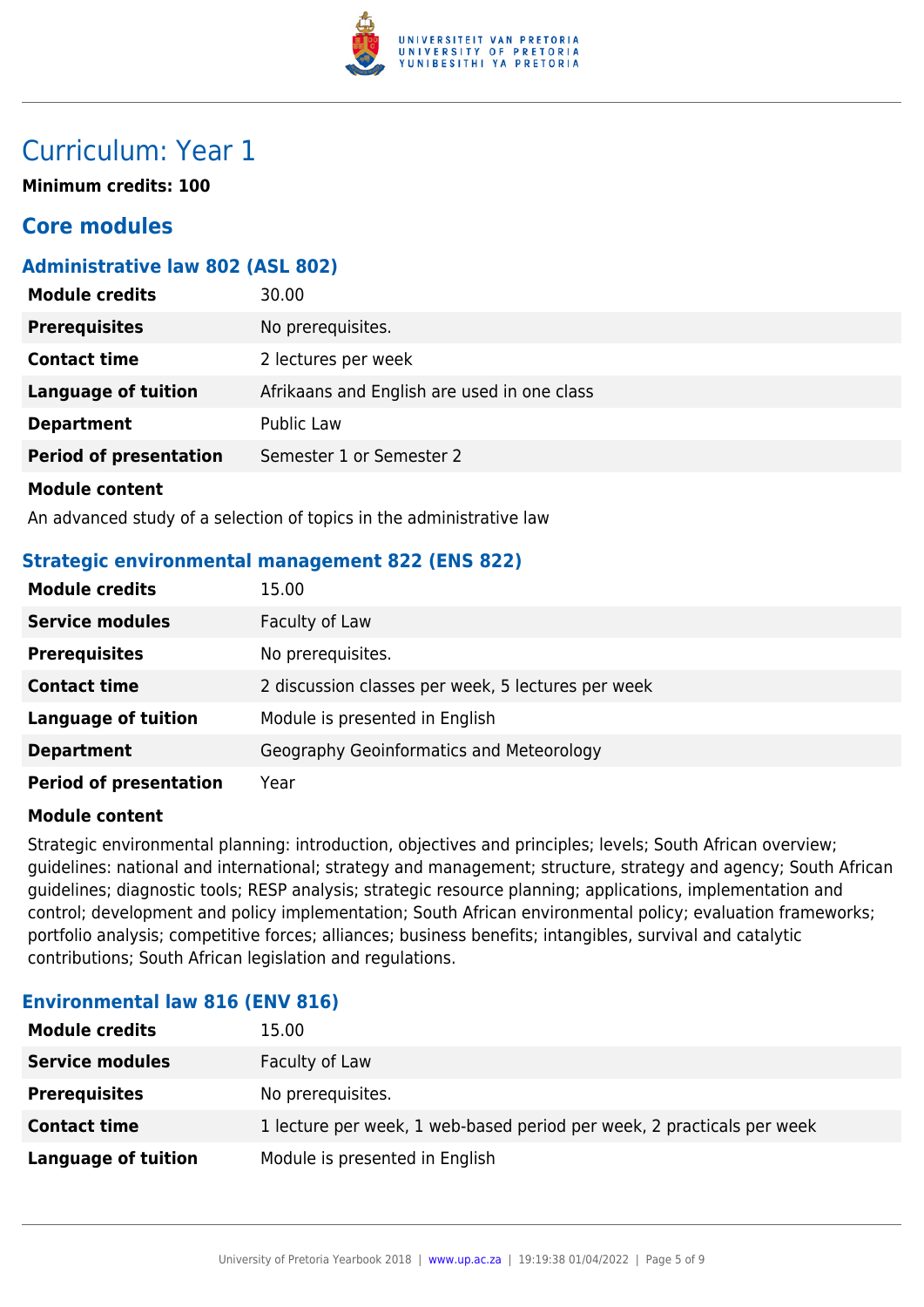# Curriculum: Year 1

**Minimum credits: 100**

## Core modules

### Administrative law 802 (ASL 802)

| | |
|---|---|
| **Module credits** | 30.00 |
| **Prerequisites** | No prerequisites. |
| **Contact time** | 2 lectures per week |
| **Language of tuition** | Afrikaans and English are used in one class |
| **Department** | Public Law |
| **Period of presentation** | Semester 1 or Semester 2 |

**Module content**

An advanced study of a selection of topics in the administrative law

### Strategic environmental management 822 (ENS 822)

| | |
|---|---|
| **Module credits** | 15.00 |
| **Service modules** | Faculty of Law |
| **Prerequisites** | No prerequisites. |
| **Contact time** | 2 discussion classes per week, 5 lectures per week |
| **Language of tuition** | Module is presented in English |
| **Department** | Geography Geoinformatics and Meteorology |
| **Period of presentation** | Year |

**Module content**

Strategic environmental planning: introduction, objectives and principles; levels; South African overview; guidelines: national and international; strategy and management; structure, strategy and agency; South African guidelines; diagnostic tools; RESP analysis; strategic resource planning; applications, implementation and control; development and policy implementation; South African environmental policy; evaluation frameworks; portfolio analysis; competitive forces; alliances; business benefits; intangibles, survival and catalytic contributions; South African legislation and regulations.

### Environmental law 816 (ENV 816)

| | |
|---|---|
| **Module credits** | 15.00 |
| **Service modules** | Faculty of Law |
| **Prerequisites** | No prerequisites. |
| **Contact time** | 1 lecture per week, 1 web-based period per week, 2 practicals per week |
| **Language of tuition** | Module is presented in English |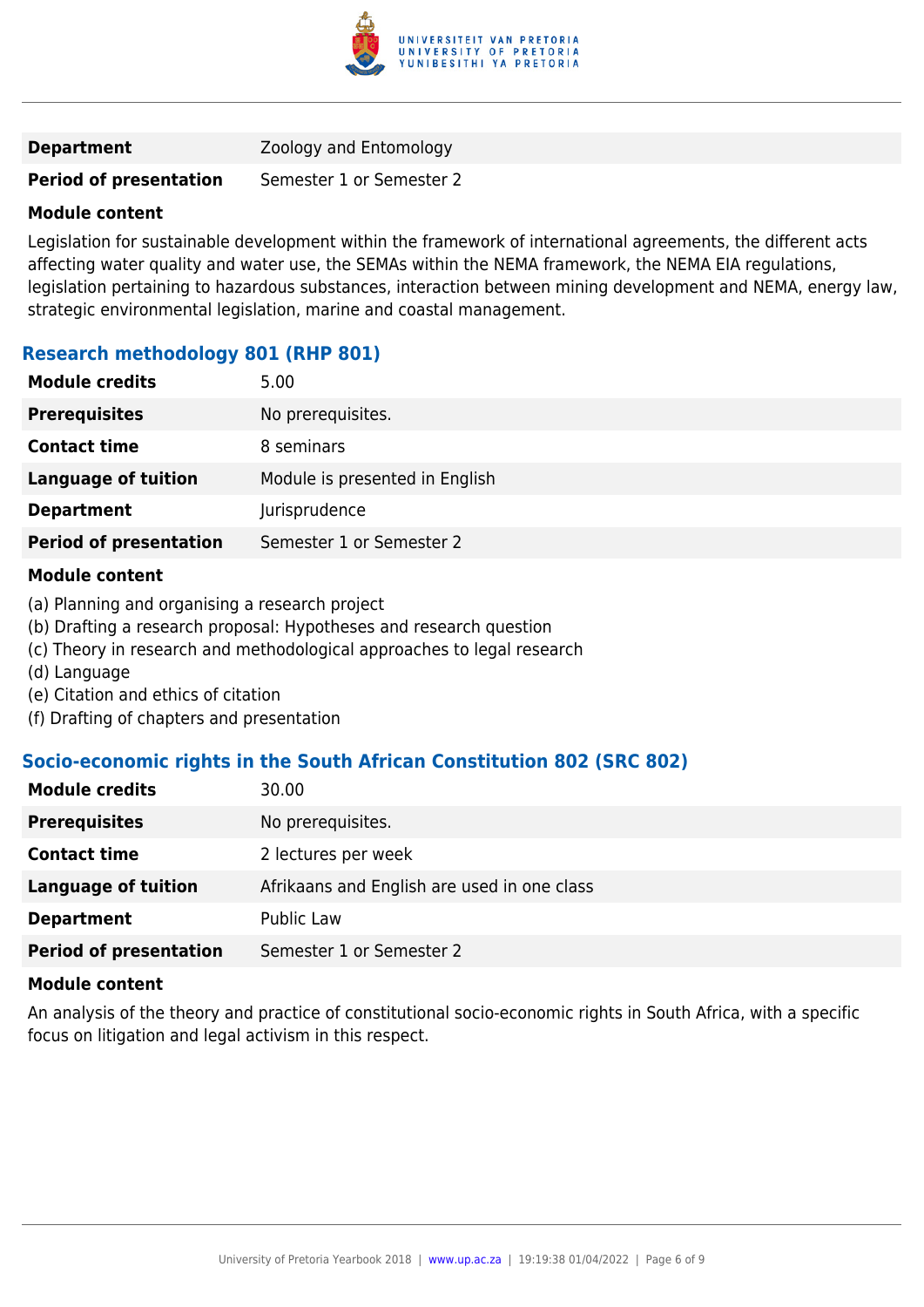| | |
|---|---|
| **Department** | Zoology and Entomology |
| **Period of presentation** | Semester 1 or Semester 2 |

**Module content**

Legislation for sustainable development within the framework of international agreements, the different acts affecting water quality and water use, the SEMAs within the NEMA framework, the NEMA EIA regulations, legislation pertaining to hazardous substances, interaction between mining development and NEMA, energy law, strategic environmental legislation, marine and coastal management.

### Research methodology 801 (RHP 801)

| | |
|---|---|
| **Module credits** | 5.00 |
| **Prerequisites** | No prerequisites. |
| **Contact time** | 8 seminars |
| **Language of tuition** | Module is presented in English |
| **Department** | Jurisprudence |
| **Period of presentation** | Semester 1 or Semester 2 |

**Module content**

(a) Planning and organising a research project
(b) Drafting a research proposal: Hypotheses and research question
(c) Theory in research and methodological approaches to legal research
(d) Language
(e) Citation and ethics of citation
(f) Drafting of chapters and presentation

### Socio-economic rights in the South African Constitution 802 (SRC 802)

| | |
|---|---|
| **Module credits** | 30.00 |
| **Prerequisites** | No prerequisites. |
| **Contact time** | 2 lectures per week |
| **Language of tuition** | Afrikaans and English are used in one class |
| **Department** | Public Law |
| **Period of presentation** | Semester 1 or Semester 2 |

**Module content**

An analysis of the theory and practice of constitutional socio-economic rights in South Africa, with a specific focus on litigation and legal activism in this respect.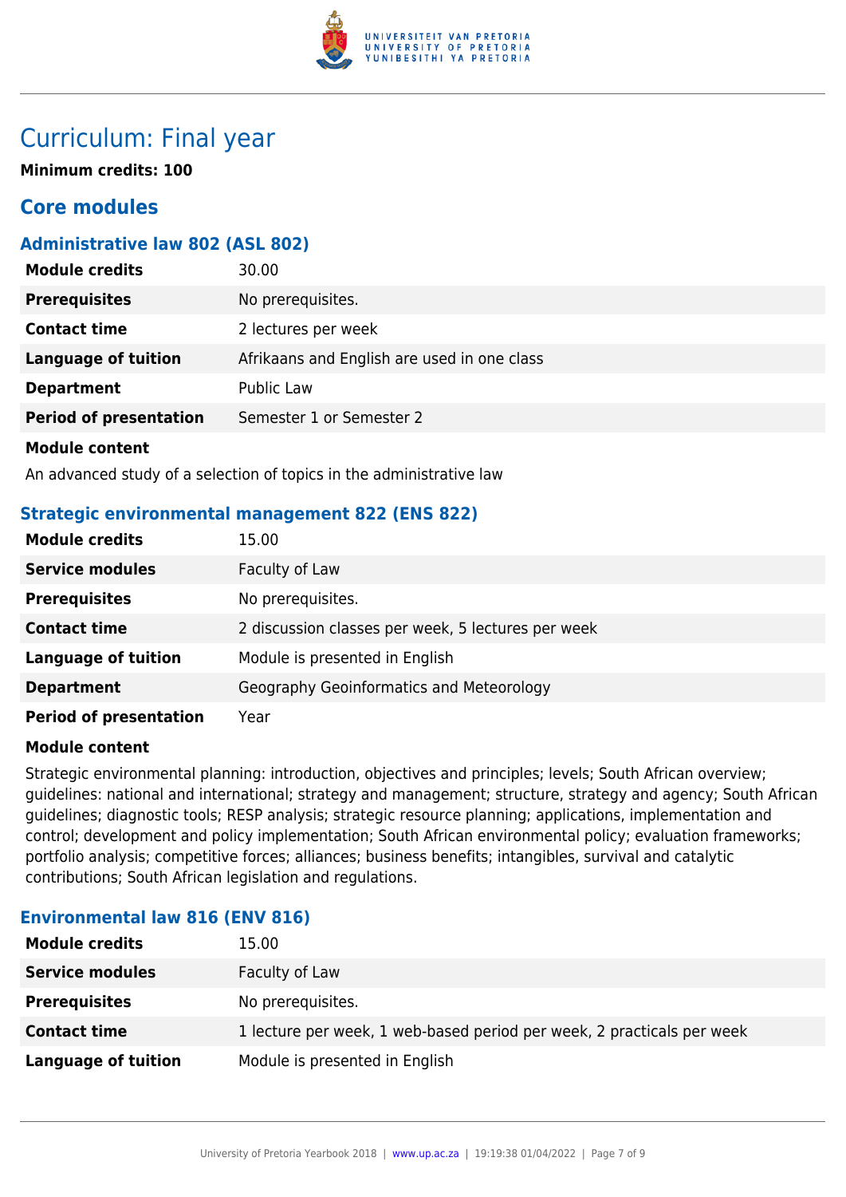# Curriculum: Final year

**Minimum credits: 100**

## Core modules

### Administrative law 802 (ASL 802)

| | |
|---|---|
| **Module credits** | 30.00 |
| **Prerequisites** | No prerequisites. |
| **Contact time** | 2 lectures per week |
| **Language of tuition** | Afrikaans and English are used in one class |
| **Department** | Public Law |
| **Period of presentation** | Semester 1 or Semester 2 |

**Module content**

An advanced study of a selection of topics in the administrative law

### Strategic environmental management 822 (ENS 822)

| | |
|---|---|
| **Module credits** | 15.00 |
| **Service modules** | Faculty of Law |
| **Prerequisites** | No prerequisites. |
| **Contact time** | 2 discussion classes per week, 5 lectures per week |
| **Language of tuition** | Module is presented in English |
| **Department** | Geography Geoinformatics and Meteorology |
| **Period of presentation** | Year |

**Module content**

Strategic environmental planning: introduction, objectives and principles; levels; South African overview; guidelines: national and international; strategy and management; structure, strategy and agency; South African guidelines; diagnostic tools; RESP analysis; strategic resource planning; applications, implementation and control; development and policy implementation; South African environmental policy; evaluation frameworks; portfolio analysis; competitive forces; alliances; business benefits; intangibles, survival and catalytic contributions; South African legislation and regulations.

### Environmental law 816 (ENV 816)

| | |
|---|---|
| **Module credits** | 15.00 |
| **Service modules** | Faculty of Law |
| **Prerequisites** | No prerequisites. |
| **Contact time** | 1 lecture per week, 1 web-based period per week, 2 practicals per week |
| **Language of tuition** | Module is presented in English |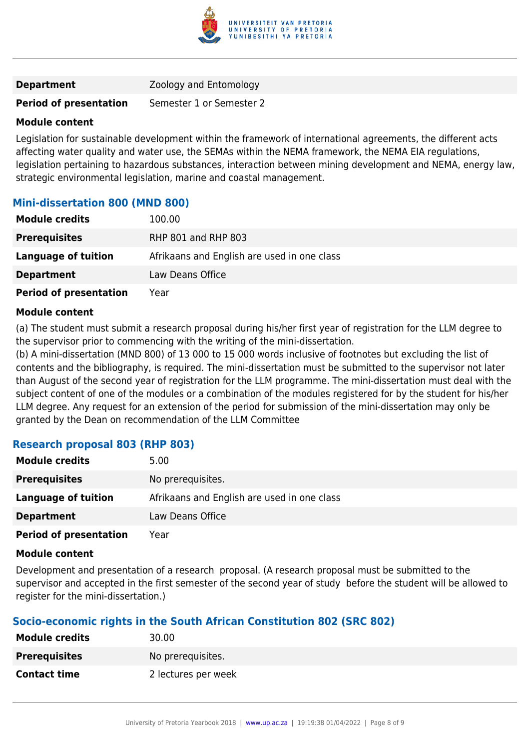| | |
|---|---|
| **Department** | Zoology and Entomology |
| **Period of presentation** | Semester 1 or Semester 2 |

**Module content**

Legislation for sustainable development within the framework of international agreements, the different acts affecting water quality and water use, the SEMAs within the NEMA framework, the NEMA EIA regulations, legislation pertaining to hazardous substances, interaction between mining development and NEMA, energy law, strategic environmental legislation, marine and coastal management.

### Mini-dissertation 800 (MND 800)

| | |
|---|---|
| **Module credits** | 100.00 |
| **Prerequisites** | RHP 801 and RHP 803 |
| **Language of tuition** | Afrikaans and English are used in one class |
| **Department** | Law Deans Office |
| **Period of presentation** | Year |

**Module content**

(a) The student must submit a research proposal during his/her first year of registration for the LLM degree to the supervisor prior to commencing with the writing of the mini-dissertation.
(b) A mini-dissertation (MND 800) of 13 000 to 15 000 words inclusive of footnotes but excluding the list of contents and the bibliography, is required. The mini-dissertation must be submitted to the supervisor not later than August of the second year of registration for the LLM programme. The mini-dissertation must deal with the subject content of one of the modules or a combination of the modules registered for by the student for his/her LLM degree. Any request for an extension of the period for submission of the mini-dissertation may only be granted by the Dean on recommendation of the LLM Committee

### Research proposal 803 (RHP 803)

| | |
|---|---|
| **Module credits** | 5.00 |
| **Prerequisites** | No prerequisites. |
| **Language of tuition** | Afrikaans and English are used in one class |
| **Department** | Law Deans Office |
| **Period of presentation** | Year |

**Module content**

Development and presentation of a research proposal. (A research proposal must be submitted to the supervisor and accepted in the first semester of the second year of study before the student will be allowed to register for the mini-dissertation.)

### Socio-economic rights in the South African Constitution 802 (SRC 802)

| | |
|---|---|
| **Module credits** | 30.00 |
| **Prerequisites** | No prerequisites. |
| **Contact time** | 2 lectures per week |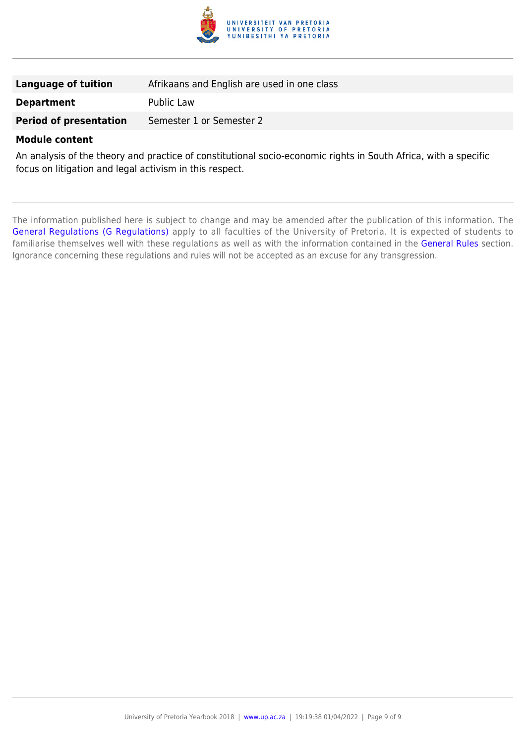| | |
|---|---|
| **Language of tuition** | Afrikaans and English are used in one class |
| **Department** | Public Law |
| **Period of presentation** | Semester 1 or Semester 2 |

**Module content**

An analysis of the theory and practice of constitutional socio-economic rights in South Africa, with a specific focus on litigation and legal activism in this respect.

The information published here is subject to change and may be amended after the publication of this information. The General Regulations (G Regulations) apply to all faculties of the University of Pretoria. It is expected of students to familiarise themselves well with these regulations as well as with the information contained in the General Rules section. Ignorance concerning these regulations and rules will not be accepted as an excuse for any transgression.